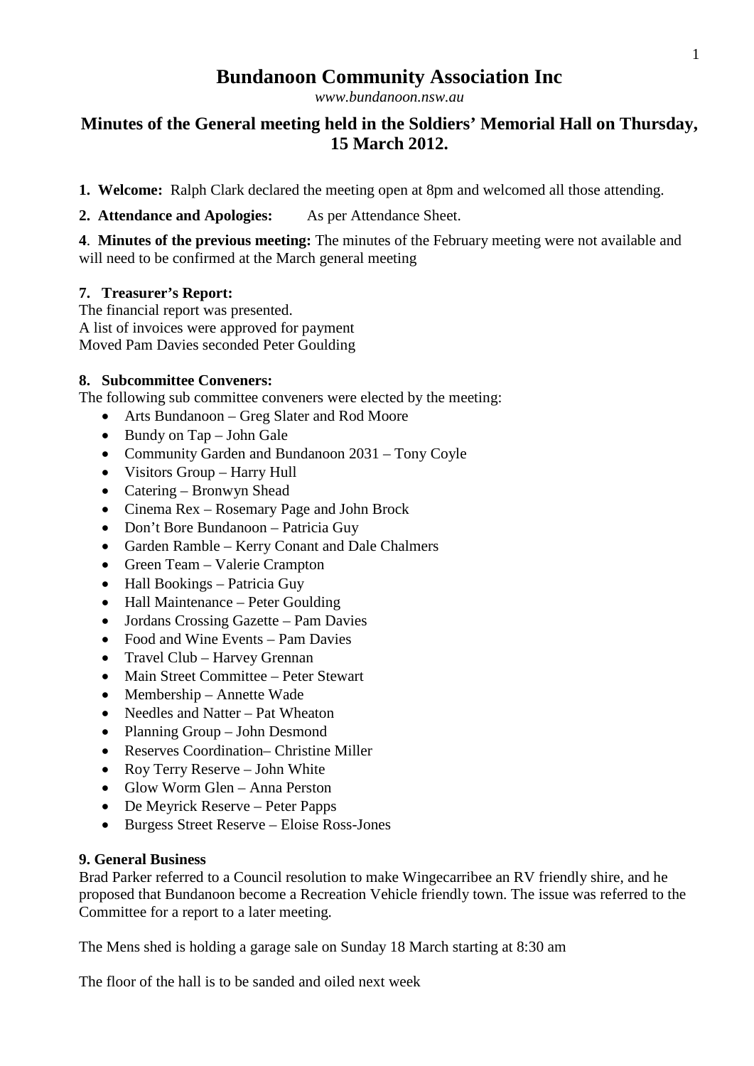# Bundanoon Community Association Inc

*www.bundanoon.nsw.au*

## Minutes of the General meeting held in the Soldiers' Memorial Hall on Thursday, 15 March 2012.

**1. Welcome:** Ralph Clark declared the meeting open at 8pm and welcomed all those attending.

**2. Attendance and Apologies:** As per Attendance Sheet.

**4**. **Minutes of the previous meeting:** The minutes of the February meeting were not available and will need to be confirmed at the March general meeting

**7. Treasurer's Report:**

The financial report was presented.
A list of invoices were approved for payment
Moved Pam Davies seconded Peter Goulding

**8. Subcommittee Conveners:**

The following sub committee conveners were elected by the meeting:

- Arts Bundanoon – Greg Slater and Rod Moore
- Bundy on Tap – John Gale
- Community Garden and Bundanoon 2031 – Tony Coyle
- Visitors Group – Harry Hull
- Catering – Bronwyn Shead
- Cinema Rex – Rosemary Page and John Brock
- Don't Bore Bundanoon – Patricia Guy
- Garden Ramble – Kerry Conant and Dale Chalmers
- Green Team – Valerie Crampton
- Hall Bookings – Patricia Guy
- Hall Maintenance – Peter Goulding
- Jordans Crossing Gazette – Pam Davies
- Food and Wine Events – Pam Davies
- Travel Club – Harvey Grennan
- Main Street Committee – Peter Stewart
- Membership – Annette Wade
- Needles and Natter – Pat Wheaton
- Planning Group – John Desmond
- Reserves Coordination– Christine Miller
- Roy Terry Reserve – John White
- Glow Worm Glen – Anna Perston
- De Meyrick Reserve – Peter Papps
- Burgess Street Reserve – Eloise Ross-Jones

**9. General Business**

Brad Parker referred to a Council resolution to make Wingecarribee an RV friendly shire, and he proposed that Bundanoon become a Recreation Vehicle friendly town. The issue was referred to the Committee for a report to a later meeting.

The Mens shed is holding a garage sale on Sunday 18 March starting at 8:30 am

The floor of the hall is to be sanded and oiled next week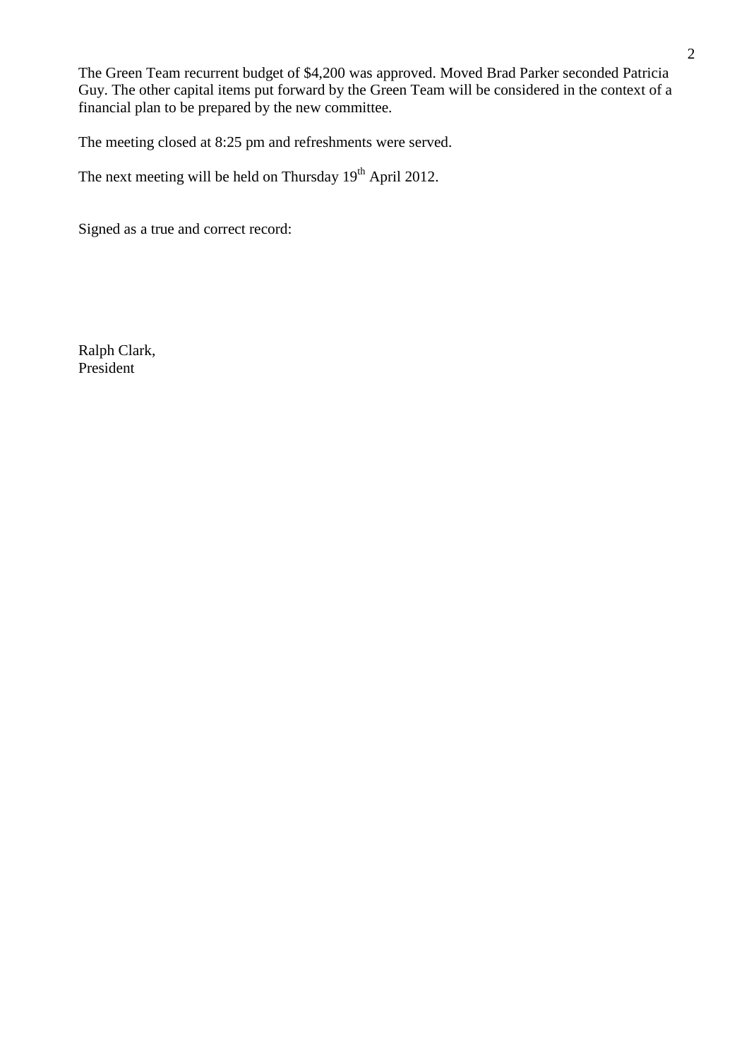The Green Team recurrent budget of $4,200 was approved. Moved Brad Parker seconded Patricia Guy. The other capital items put forward by the Green Team will be considered in the context of a financial plan to be prepared by the new committee.

The meeting closed at 8:25 pm and refreshments were served.

The next meeting will be held on Thursday 19th April 2012.

Signed as a true and correct record:

Ralph Clark,
President